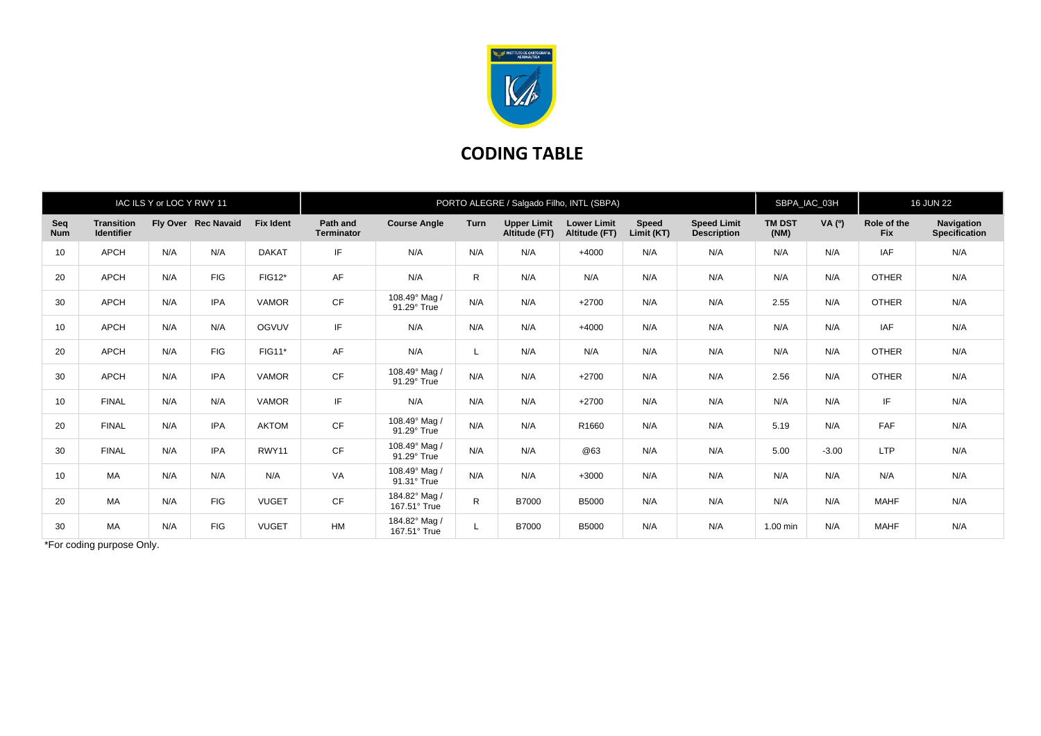# CODING TABLE

| IAC ILS Y or LOC Y RWY 11 | | | | | PORTO ALEGRE / Salgado Filho, INTL (SBPA) | | | | | | | SBPA_IAC_03H | | 16 JUN 22 | |
|---|---|---|---|---|---|---|---|---|---|---|---|---|---|---|---|
| **Seq Num** | **Transition Identifier** | **Fly Over** | **Rec Navaid** | **Fix Ident** | **Path and Terminator** | **Course Angle** | **Turn** | **Upper Limit Altitude (FT)** | **Lower Limit Altitude (FT)** | **Speed Limit (KT)** | **Speed Limit Description** | **TM DST (NM)** | **VA (º)** | **Role of the Fix** | **Navigation Specification** |
| 10 | APCH | N/A | N/A | DAKAT | IF | N/A | N/A | N/A | +4000 | N/A | N/A | N/A | N/A | IAF | N/A |
| 20 | APCH | N/A | FIG | FIG12* | AF | N/A | R | N/A | N/A | N/A | N/A | N/A | N/A | OTHER | N/A |
| 30 | APCH | N/A | IPA | VAMOR | CF | 108.49° Mag / 91.29° True | N/A | N/A | +2700 | N/A | N/A | 2.55 | N/A | OTHER | N/A |
| 10 | APCH | N/A | N/A | OGVUV | IF | N/A | N/A | N/A | +4000 | N/A | N/A | N/A | N/A | IAF | N/A |
| 20 | APCH | N/A | FIG | FIG11* | AF | N/A | L | N/A | N/A | N/A | N/A | N/A | N/A | OTHER | N/A |
| 30 | APCH | N/A | IPA | VAMOR | CF | 108.49° Mag / 91.29° True | N/A | N/A | +2700 | N/A | N/A | 2.56 | N/A | OTHER | N/A |
| 10 | FINAL | N/A | N/A | VAMOR | IF | N/A | N/A | N/A | +2700 | N/A | N/A | N/A | N/A | IF | N/A |
| 20 | FINAL | N/A | IPA | AKTOM | CF | 108.49° Mag / 91.29° True | N/A | N/A | R1660 | N/A | N/A | 5.19 | N/A | FAF | N/A |
| 30 | FINAL | N/A | IPA | RWY11 | CF | 108.49° Mag / 91.29° True | N/A | N/A | @63 | N/A | N/A | 5.00 | -3.00 | LTP | N/A |
| 10 | MA | N/A | N/A | N/A | VA | 108.49° Mag / 91.31° True | N/A | N/A | +3000 | N/A | N/A | N/A | N/A | N/A | N/A |
| 20 | MA | N/A | FIG | VUGET | CF | 184.82° Mag / 167.51° True | R | B7000 | B5000 | N/A | N/A | N/A | N/A | MAHF | N/A |
| 30 | MA | N/A | FIG | VUGET | HM | 184.82° Mag / 167.51° True | L | B7000 | B5000 | N/A | N/A | 1.00 min | N/A | MAHF | N/A |

*For coding purpose Only.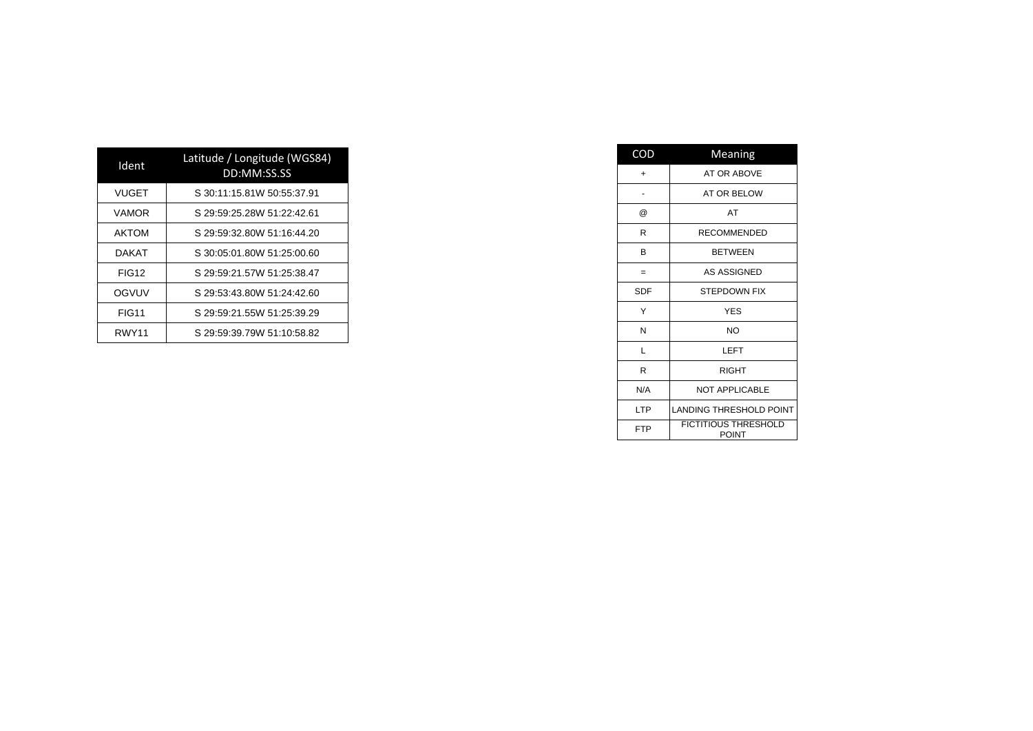| Ident | Latitude / Longitude (WGS84) DD:MM:SS.SS |
|---|---|
| VUGET | S 30:11:15.81W 50:55:37.91 |
| VAMOR | S 29:59:25.28W 51:22:42.61 |
| AKTOM | S 29:59:32.80W 51:16:44.20 |
| DAKAT | S 30:05:01.80W 51:25:00.60 |
| FIG12 | S 29:59:21.57W 51:25:38.47 |
| OGVUV | S 29:53:43.80W 51:24:42.60 |
| FIG11 | S 29:59:21.55W 51:25:39.29 |
| RWY11 | S 29:59:39.79W 51:10:58.82 |

| COD | Meaning |
|---|---|
| + | AT OR ABOVE |
| - | AT OR BELOW |
| @ | AT |
| R | RECOMMENDED |
| B | BETWEEN |
| = | AS ASSIGNED |
| SDF | STEPDOWN FIX |
| Y | YES |
| N | NO |
| L | LEFT |
| R | RIGHT |
| N/A | NOT APPLICABLE |
| LTP | LANDING THRESHOLD POINT |
| FTP | FICTITIOUS THRESHOLD POINT |